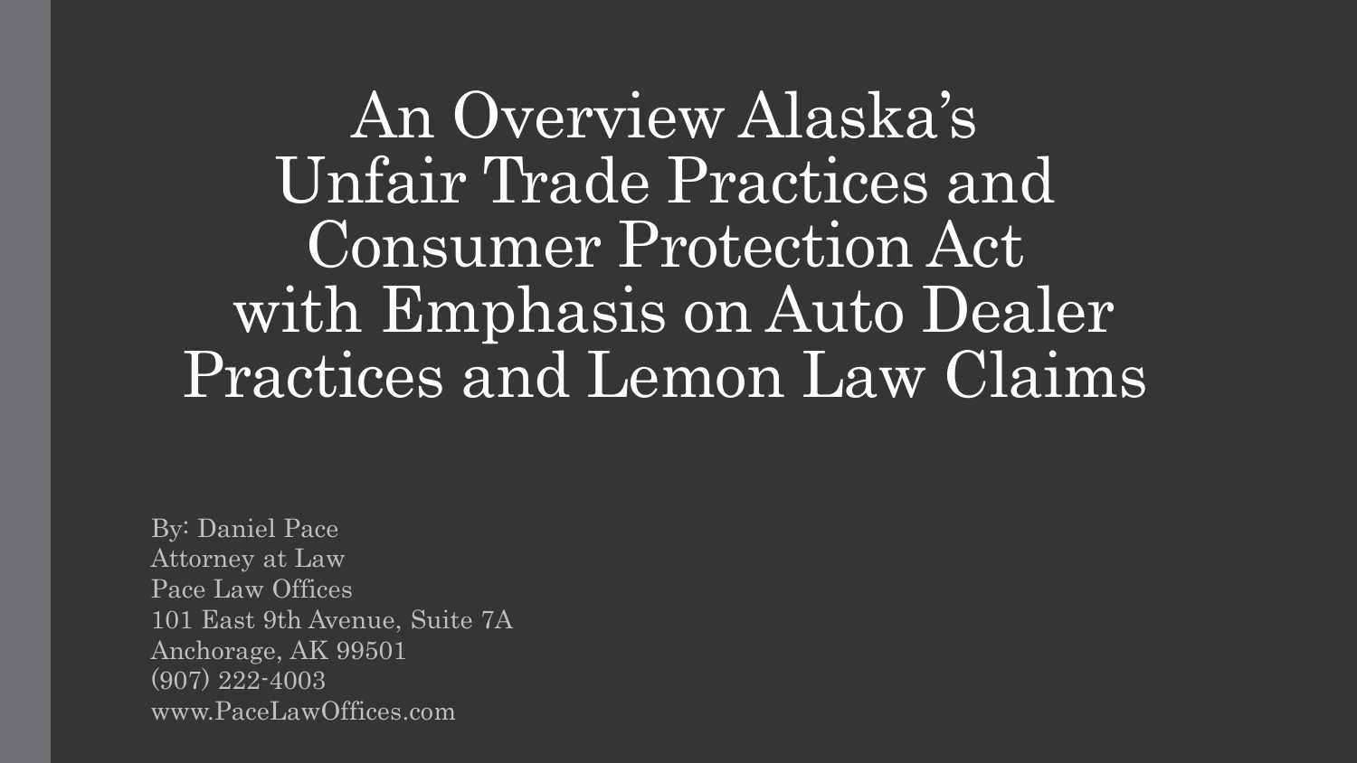# An Overview Alaska's Unfair Trade Practices and Consumer Protection Act with Emphasis on Auto Dealer Practices and Lemon Law Claims

By: Daniel Pace
Attorney at Law
Pace Law Offices
101 East 9th Avenue, Suite 7A
Anchorage, AK 99501
(907) 222-4003
www.PaceLawOffices.com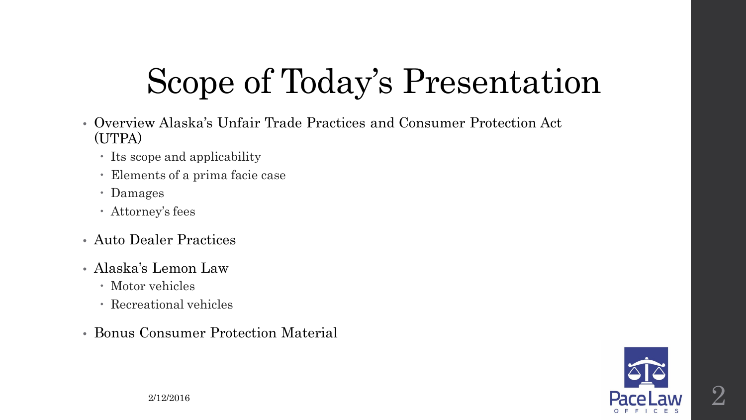# Scope of Today's Presentation

- Overview Alaska's Unfair Trade Practices and Consumer Protection Act (UTPA)
  - Its scope and applicability
  - Elements of a prima facie case
  - Damages
  - Attorney's fees
- Auto Dealer Practices
- Alaska's Lemon Law
  - Motor vehicles
  - Recreational vehicles
- Bonus Consumer Protection Material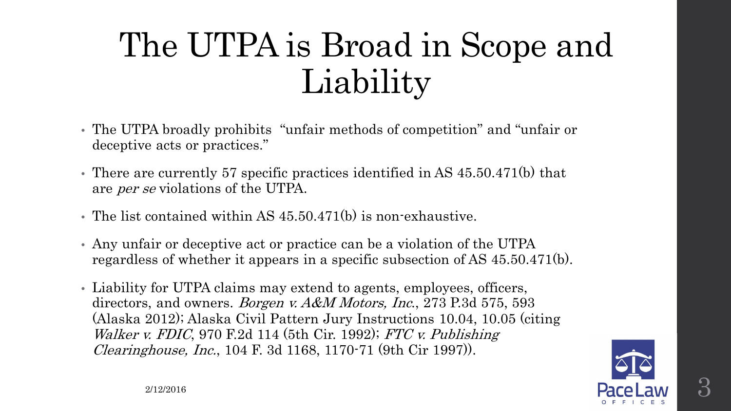# The UTPA is Broad in Scope and Liability

- The UTPA broadly prohibits "unfair methods of competition" and "unfair or deceptive acts or practices."
- There are currently 57 specific practices identified in AS 45.50.471(b) that are *per se* violations of the UTPA.
- The list contained within AS 45.50.471(b) is non-exhaustive.
- Any unfair or deceptive act or practice can be a violation of the UTPA regardless of whether it appears in a specific subsection of AS 45.50.471(b).
- Liability for UTPA claims may extend to agents, employees, officers, directors, and owners. *Borgen v. A&M Motors, Inc.*, 273 P.3d 575, 593 (Alaska 2012); Alaska Civil Pattern Jury Instructions 10.04, 10.05 (citing *Walker v. FDIC*, 970 F.2d 114 (5th Cir. 1992); *FTC v. Publishing Clearinghouse, Inc.*, 104 F. 3d 1168, 1170-71 (9th Cir 1997)).

2/12/2016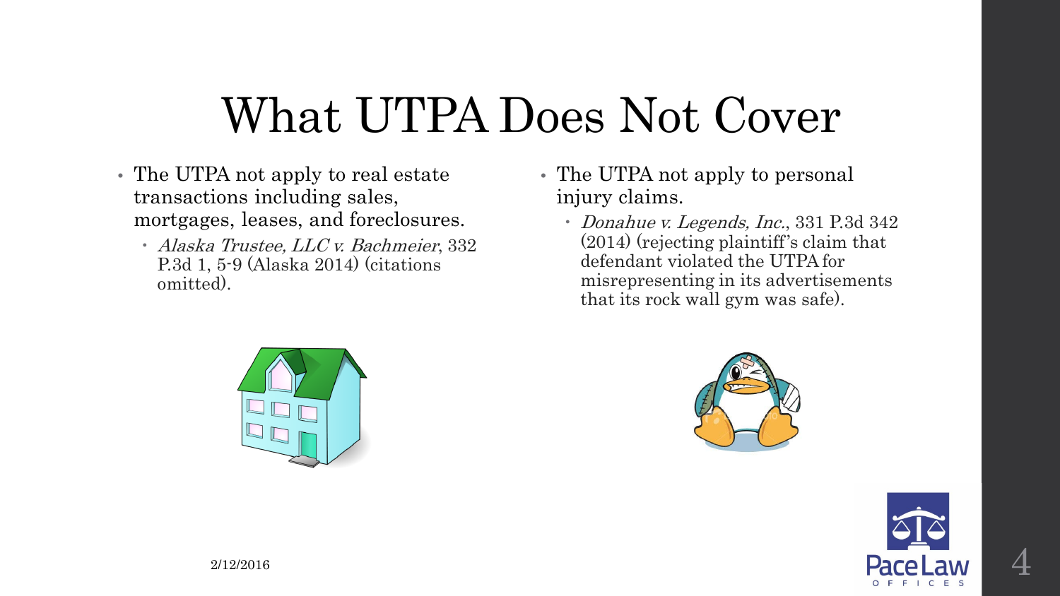# What UTPA Does Not Cover

- The UTPA not apply to real estate transactions including sales, mortgages, leases, and foreclosures.
  - *Alaska Trustee, LLC v. Bachmeier*, 332 P.3d 1, 5-9 (Alaska 2014) (citations omitted).
- The UTPA not apply to personal injury claims.
  - *Donahue v. Legends, Inc.*, 331 P.3d 342 (2014) (rejecting plaintiff's claim that defendant violated the UTPA for misrepresenting in its advertisements that its rock wall gym was safe).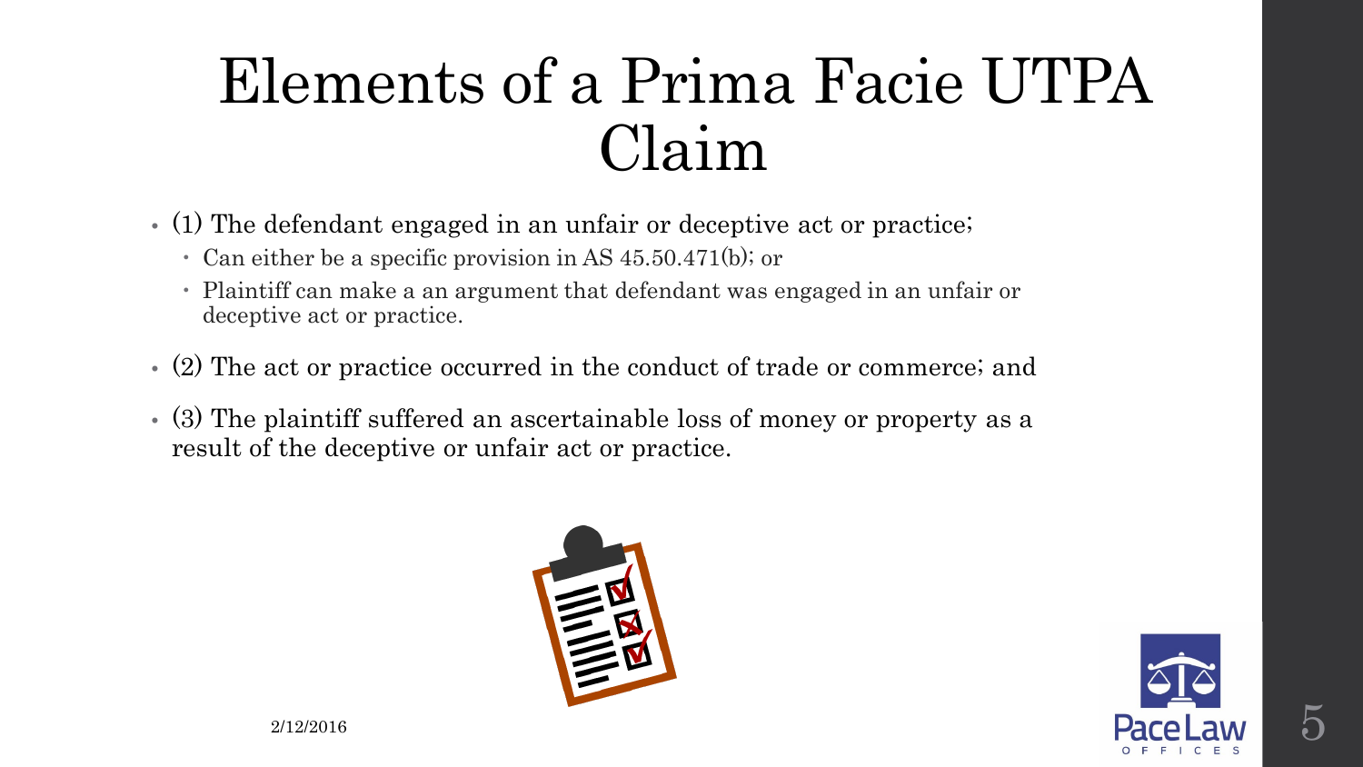# Elements of a Prima Facie UTPA Claim

- (1) The defendant engaged in an unfair or deceptive act or practice;
  - Can either be a specific provision in AS 45.50.471(b); or
  - Plaintiff can make a an argument that defendant was engaged in an unfair or deceptive act or practice.
- (2) The act or practice occurred in the conduct of trade or commerce; and
- (3) The plaintiff suffered an ascertainable loss of money or property as a result of the deceptive or unfair act or practice.

2/12/2016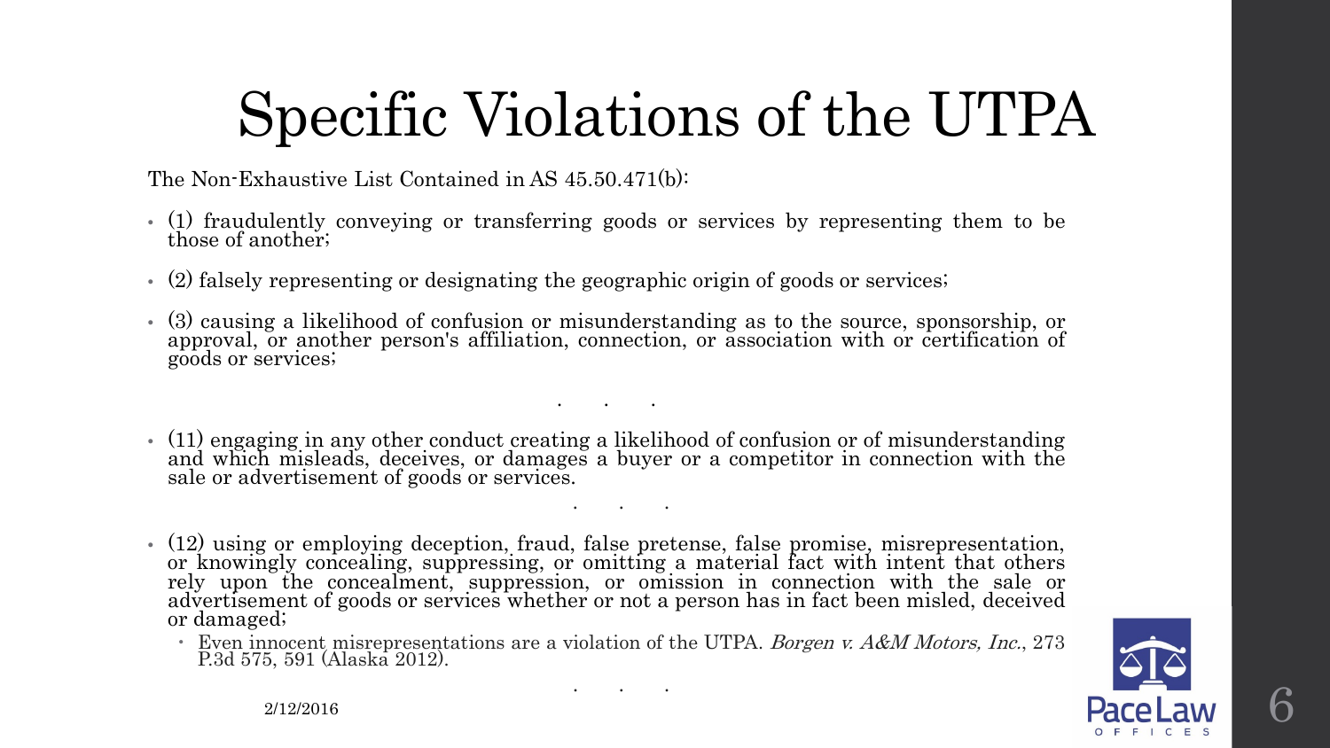# Specific Violations of the UTPA

The Non-Exhaustive List Contained in AS 45.50.471(b):

- (1) fraudulently conveying or transferring goods or services by representing them to be those of another;
- (2) falsely representing or designating the geographic origin of goods or services;
- (3) causing a likelihood of confusion or misunderstanding as to the source, sponsorship, or approval, or another person's affiliation, connection, or association with or certification of goods or services;

. . .

- (11) engaging in any other conduct creating a likelihood of confusion or of misunderstanding and which misleads, deceives, or damages a buyer or a competitor in connection with the sale or advertisement of goods or services.

. . .

- (12) using or employing deception, fraud, false pretense, false promise, misrepresentation, or knowingly concealing, suppressing, or omitting a material fact with intent that others rely upon the concealment, suppression, or omission in connection with the sale or advertisement of goods or services whether or not a person has in fact been misled, deceived or damaged;
  - Even innocent misrepresentations are a violation of the UTPA. *Borgen v. A&M Motors, Inc.*, 273 P.3d 575, 591 (Alaska 2012).

. . .

2/12/2016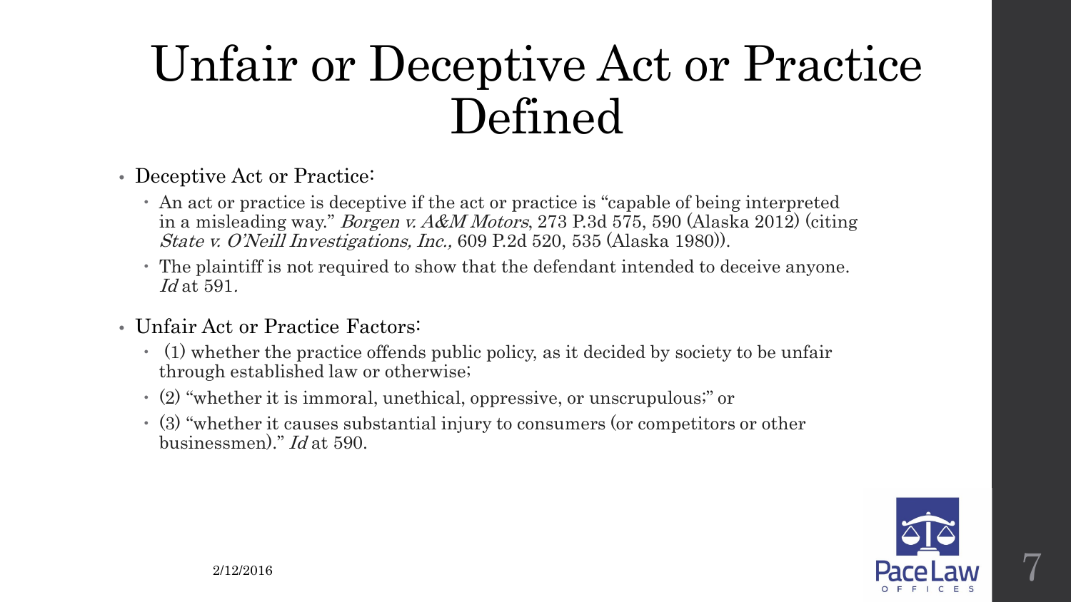# Unfair or Deceptive Act or Practice Defined

- Deceptive Act or Practice:
  - An act or practice is deceptive if the act or practice is "capable of being interpreted in a misleading way." *Borgen v. A&M Motors*, 273 P.3d 575, 590 (Alaska 2012) (citing *State v. O'Neill Investigations, Inc.,* 609 P.2d 520, 535 (Alaska 1980)).
  - The plaintiff is not required to show that the defendant intended to deceive anyone. *Id* at 591.
- Unfair Act or Practice Factors:
  - (1) whether the practice offends public policy, as it decided by society to be unfair through established law or otherwise;
  - (2) "whether it is immoral, unethical, oppressive, or unscrupulous;" or
  - (3) "whether it causes substantial injury to consumers (or competitors or other businessmen)." *Id* at 590.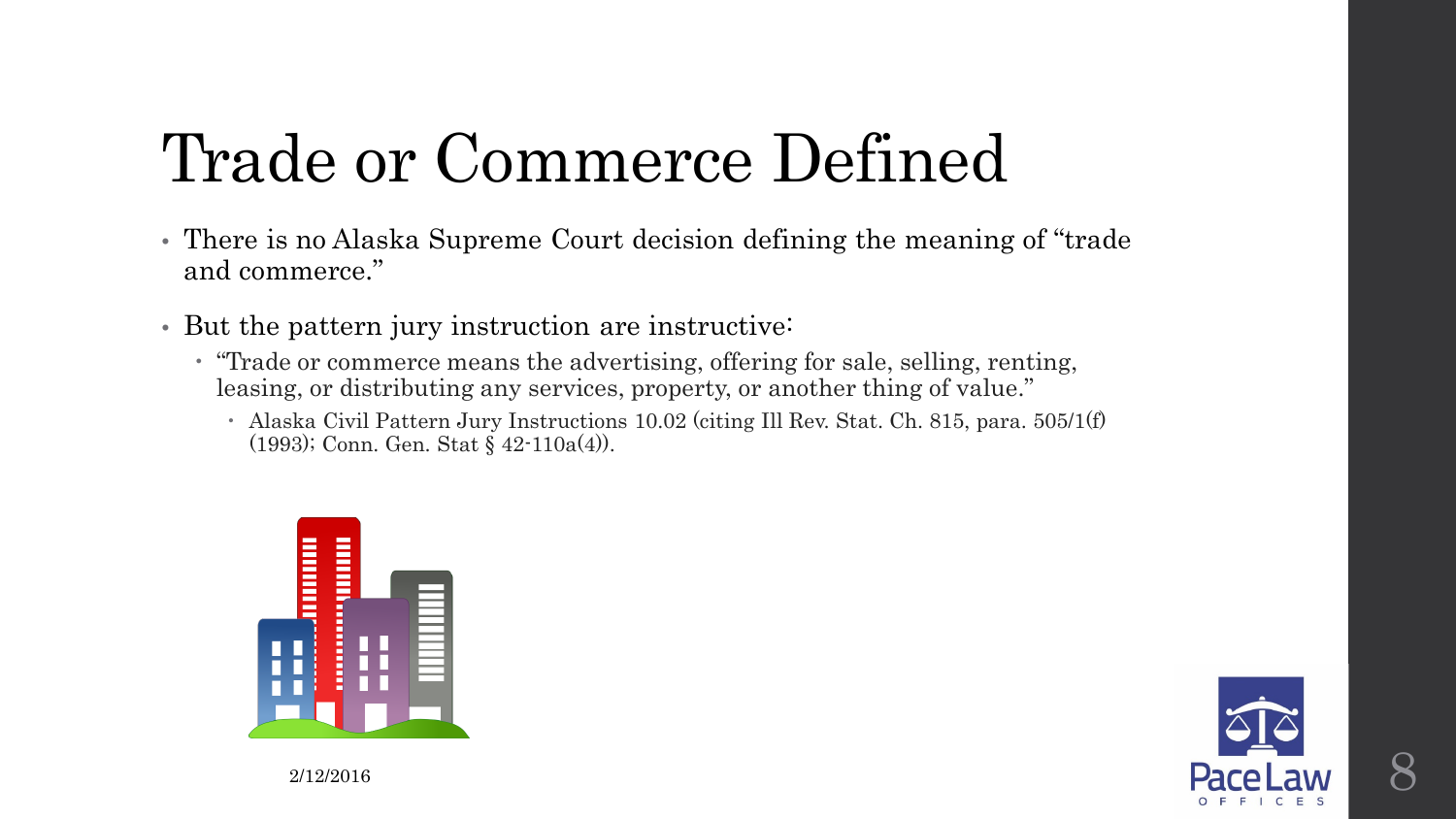# Trade or Commerce Defined

- There is no Alaska Supreme Court decision defining the meaning of "trade and commerce."
- But the pattern jury instruction are instructive:
  - "Trade or commerce means the advertising, offering for sale, selling, renting, leasing, or distributing any services, property, or another thing of value."
    - Alaska Civil Pattern Jury Instructions 10.02 (citing Ill Rev. Stat. Ch. 815, para. 505/1(f) (1993); Conn. Gen. Stat § 42-110a(4)).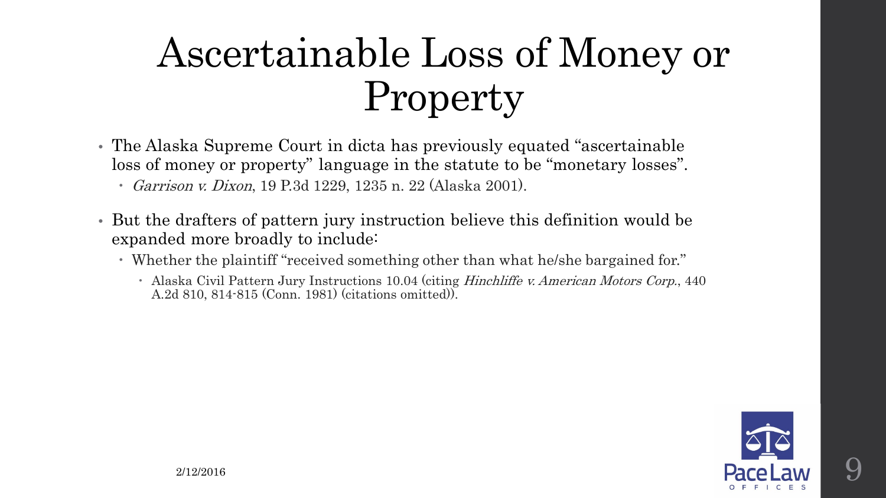# Ascertainable Loss of Money or Property

- The Alaska Supreme Court in dicta has previously equated "ascertainable loss of money or property" language in the statute to be "monetary losses".
  - *Garrison v. Dixon*, 19 P.3d 1229, 1235 n. 22 (Alaska 2001).
- But the drafters of pattern jury instruction believe this definition would be expanded more broadly to include:
  - Whether the plaintiff "received something other than what he/she bargained for."
    - Alaska Civil Pattern Jury Instructions 10.04 (citing *Hinchliffe v. American Motors Corp.*, 440 A.2d 810, 814-815 (Conn. 1981) (citations omitted)).

2/12/2016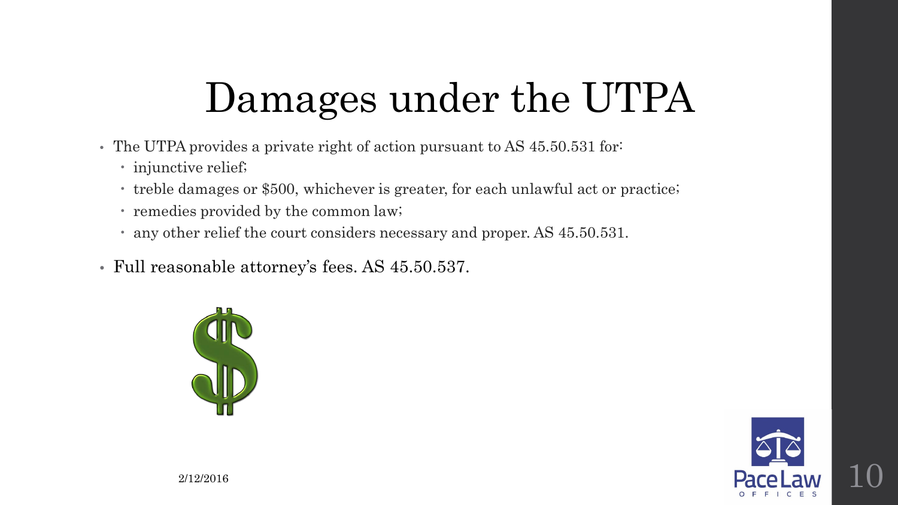# Damages under the UTPA

- The UTPA provides a private right of action pursuant to AS 45.50.531 for:
  - injunctive relief;
  - treble damages or $500, whichever is greater, for each unlawful act or practice;
  - remedies provided by the common law;
  - any other relief the court considers necessary and proper. AS 45.50.531.
- Full reasonable attorney's fees. AS 45.50.537.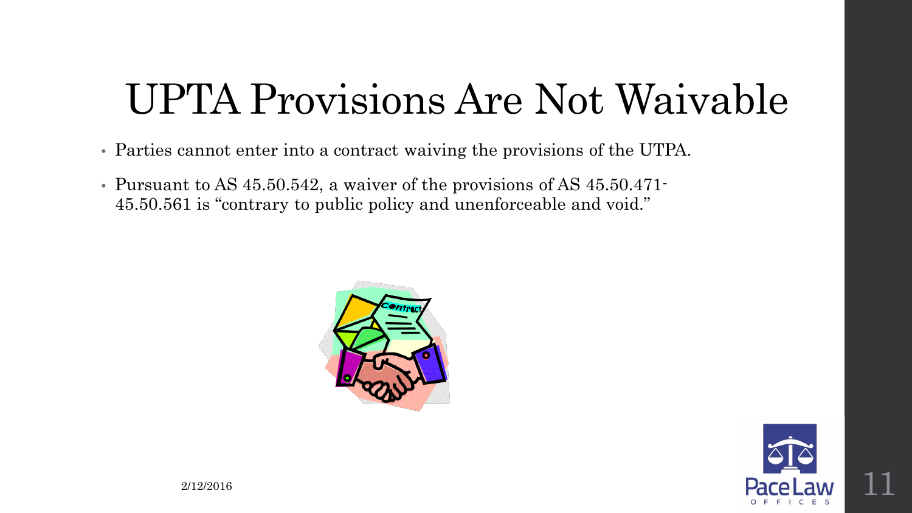# UPTA Provisions Are Not Waivable

- Parties cannot enter into a contract waiving the provisions of the UTPA.
- Pursuant to AS 45.50.542, a waiver of the provisions of AS 45.50.471-45.50.561 is "contrary to public policy and unenforceable and void."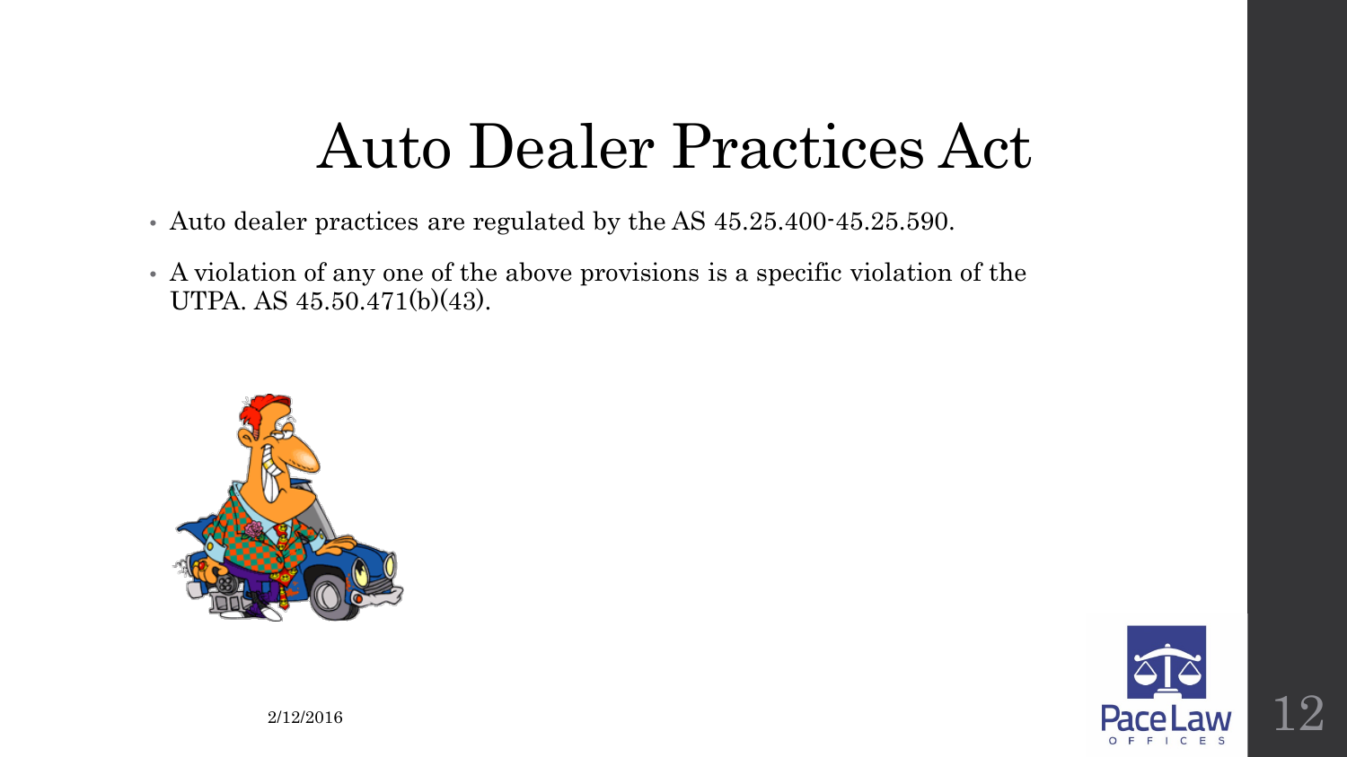# Auto Dealer Practices Act

- Auto dealer practices are regulated by the AS 45.25.400-45.25.590.
- A violation of any one of the above provisions is a specific violation of the UTPA. AS 45.50.471(b)(43).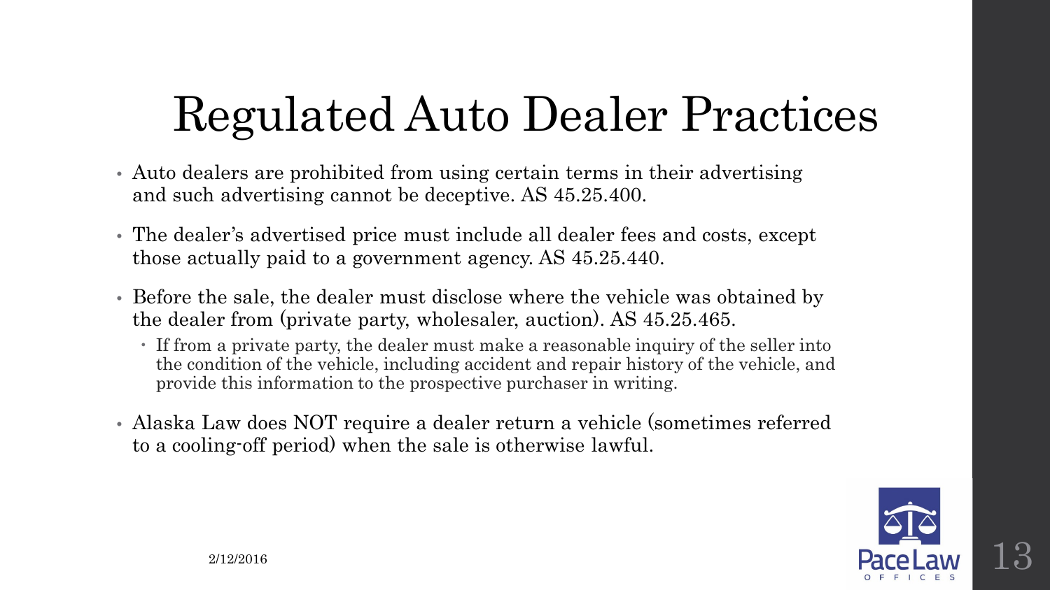# Regulated Auto Dealer Practices

- Auto dealers are prohibited from using certain terms in their advertising and such advertising cannot be deceptive. AS 45.25.400.
- The dealer's advertised price must include all dealer fees and costs, except those actually paid to a government agency. AS 45.25.440.
- Before the sale, the dealer must disclose where the vehicle was obtained by the dealer from (private party, wholesaler, auction). AS 45.25.465.
  - If from a private party, the dealer must make a reasonable inquiry of the seller into the condition of the vehicle, including accident and repair history of the vehicle, and provide this information to the prospective purchaser in writing.
- Alaska Law does NOT require a dealer return a vehicle (sometimes referred to a cooling-off period) when the sale is otherwise lawful.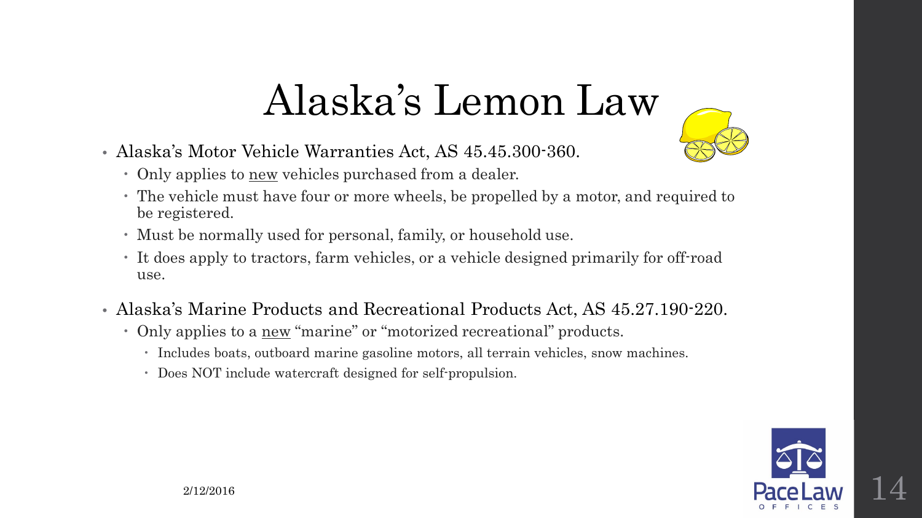# Alaska's Lemon Law

- Alaska's Motor Vehicle Warranties Act, AS 45.45.300-360.
  - Only applies to <u>new</u> vehicles purchased from a dealer.
  - The vehicle must have four or more wheels, be propelled by a motor, and required to be registered.
  - Must be normally used for personal, family, or household use.
  - It does apply to tractors, farm vehicles, or a vehicle designed primarily for off-road use.
- Alaska's Marine Products and Recreational Products Act, AS 45.27.190-220.
  - Only applies to a <u>new</u> "marine" or "motorized recreational" products.
    - Includes boats, outboard marine gasoline motors, all terrain vehicles, snow machines.
    - Does NOT include watercraft designed for self-propulsion.

2/12/2016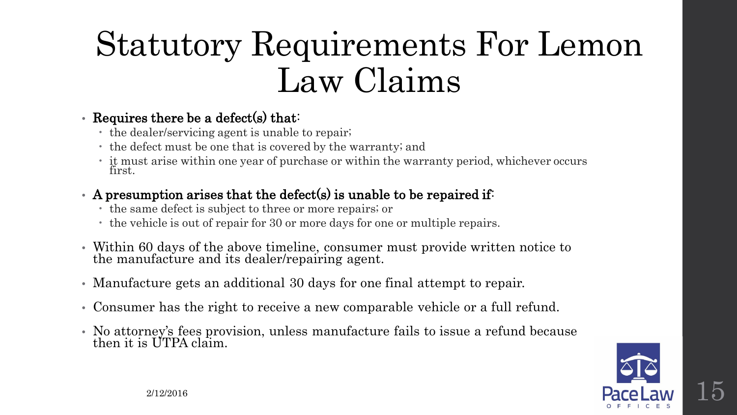# Statutory Requirements For Lemon Law Claims

- **Requires there be a defect(s) that:**
  - the dealer/servicing agent is unable to repair;
  - the defect must be one that is covered by the warranty; and
  - it must arise within one year of purchase or within the warranty period, whichever occurs first.
- **A presumption arises that the defect(s) is unable to be repaired if:**
  - the same defect is subject to three or more repairs; or
  - the vehicle is out of repair for 30 or more days for one or multiple repairs.
- Within 60 days of the above timeline, consumer must provide written notice to the manufacture and its dealer/repairing agent.
- Manufacture gets an additional 30 days for one final attempt to repair.
- Consumer has the right to receive a new comparable vehicle or a full refund.
- No attorney's fees provision, unless manufacture fails to issue a refund because then it is UTPA claim.

2/12/2016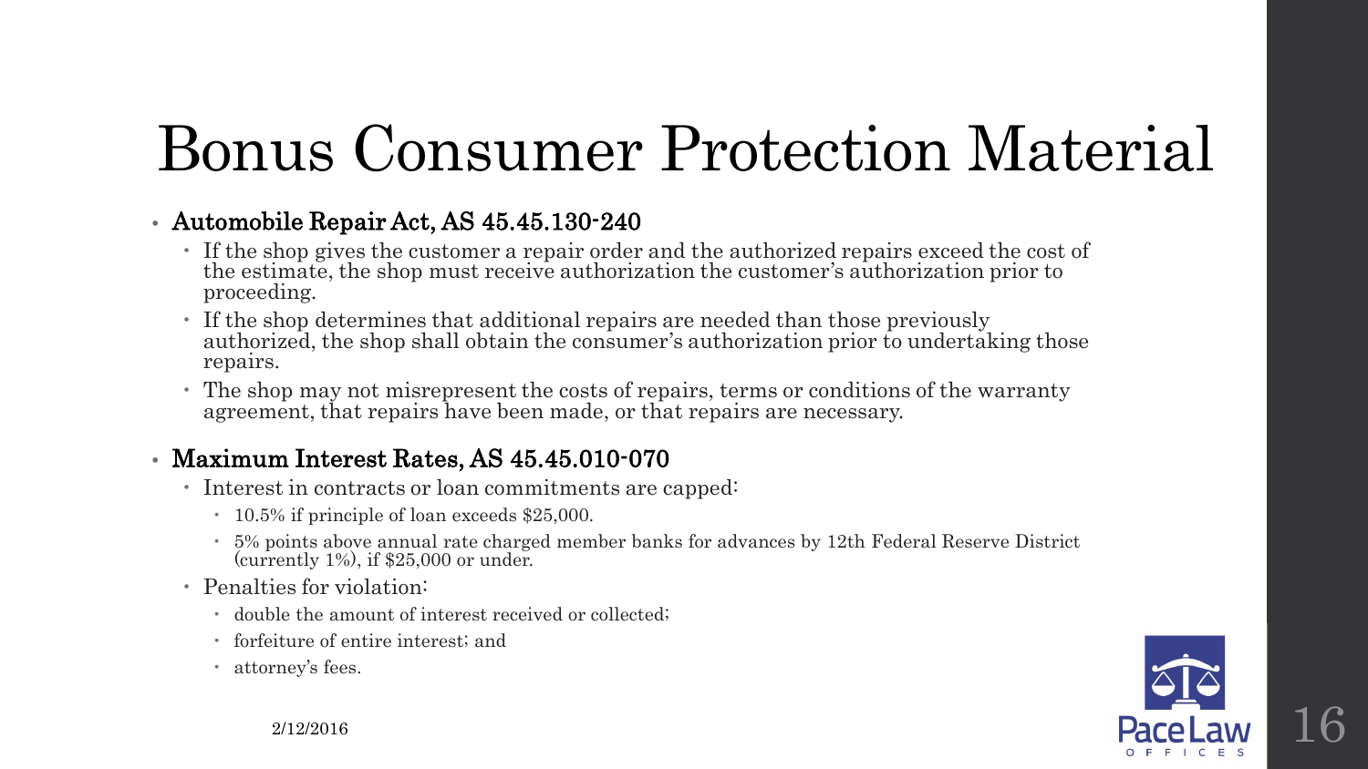# Bonus Consumer Protection Material

- **Automobile Repair Act, AS 45.45.130-240**
  - If the shop gives the customer a repair order and the authorized repairs exceed the cost of the estimate, the shop must receive authorization the customer's authorization prior to proceeding.
  - If the shop determines that additional repairs are needed than those previously authorized, the shop shall obtain the consumer's authorization prior to undertaking those repairs.
  - The shop may not misrepresent the costs of repairs, terms or conditions of the warranty agreement, that repairs have been made, or that repairs are necessary.
- **Maximum Interest Rates, AS 45.45.010-070**
  - Interest in contracts or loan commitments are capped:
    - 10.5% if principle of loan exceeds $25,000.
    - 5% points above annual rate charged member banks for advances by 12th Federal Reserve District (currently 1%), if $25,000 or under.
  - Penalties for violation:
    - double the amount of interest received or collected;
    - forfeiture of entire interest; and
    - attorney's fees.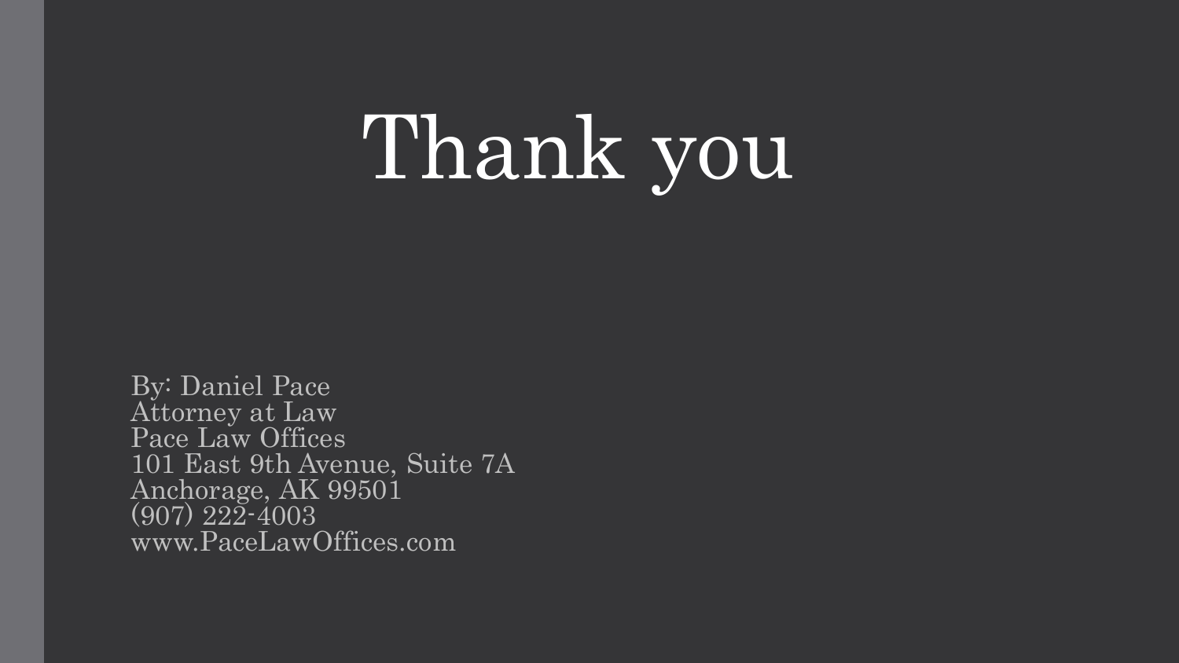# Thank you

By: Daniel Pace
Attorney at Law
Pace Law Offices
101 East 9th Avenue, Suite 7A
Anchorage, AK 99501
(907) 222-4003
www.PaceLawOffices.com